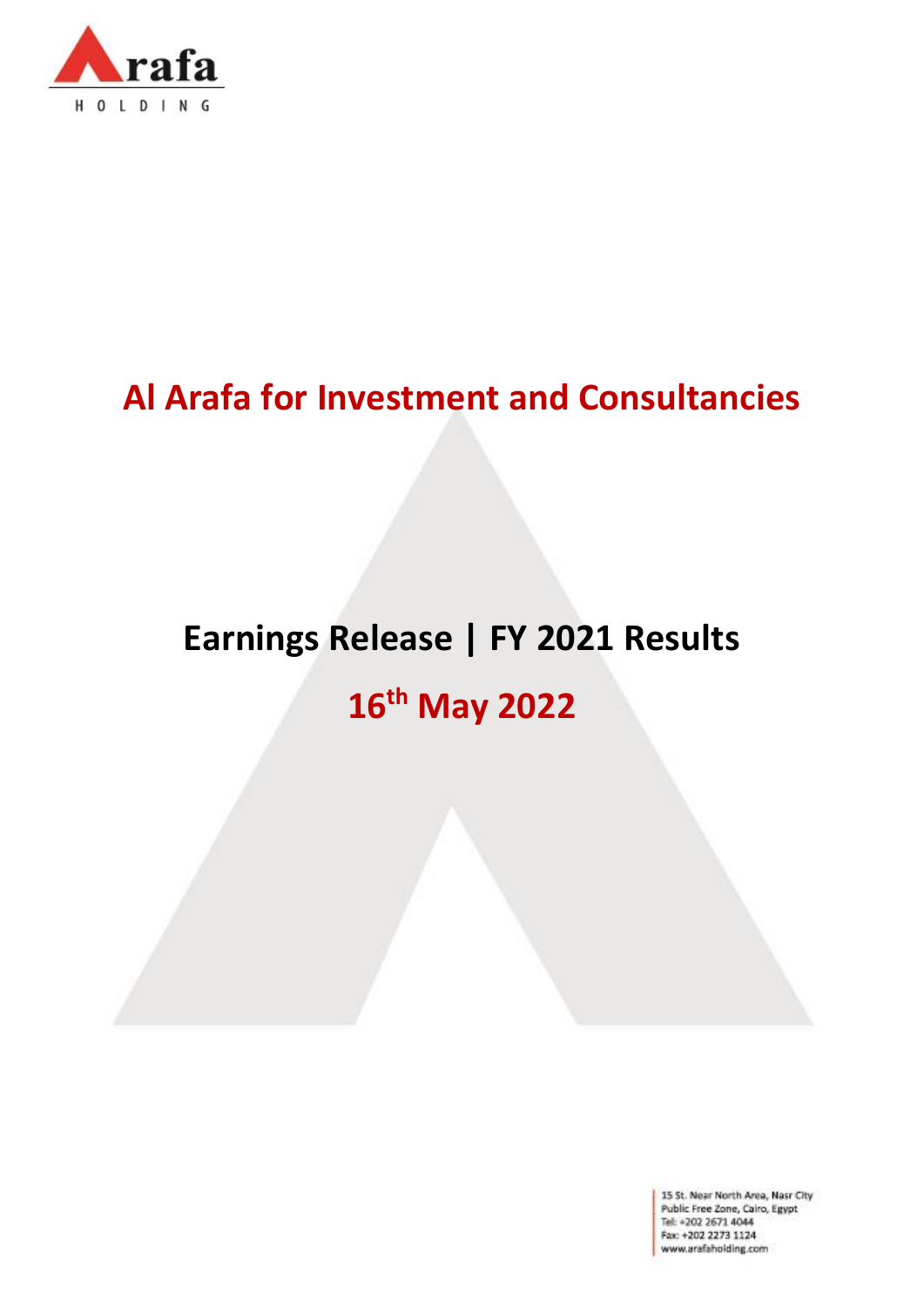# Al Arafa for Investment and Consultancies

## Earnings Release | FY 2021 Results

## 16th May 2022

15 St. Near North Area, Nasr City
Public Free Zone, Cairo, Egypt
Tel: +202 2671 4044
Fax: +202 2273 1124
www.arafaholding.com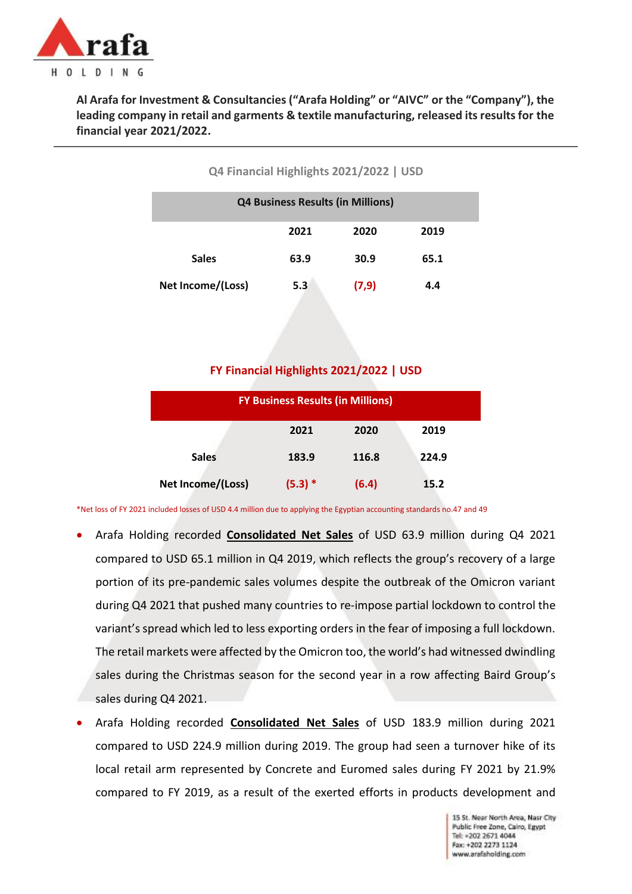**Al Arafa for Investment & Consultancies ("Arafa Holding" or "AIVC" or the "Company"), the leading company in retail and garments & textile manufacturing, released its results for the financial year 2021/2022.**

---

### Q4 Financial Highlights 2021/2022 | USD

| Q4 Business Results (in Millions) | | | |
|---|---|---|---|
| | **2021** | **2020** | **2019** |
| **Sales** | **63.9** | **30.9** | **65.1** |
| **Net Income/(Loss)** | **5.3** | **(7,9)** | **4.4** |

### FY Financial Highlights 2021/2022 | USD

| FY Business Results (in Millions) | | | |
|---|---|---|---|
| | **2021** | **2020** | **2019** |
| **Sales** | **183.9** | **116.8** | **224.9** |
| **Net Income/(Loss)** | **(5.3) *** | **(6.4)** | **15.2** |

*Net loss of FY 2021 included losses of USD 4.4 million due to applying the Egyptian accounting standards no.47 and 49

- Arafa Holding recorded **Consolidated Net Sales** of USD 63.9 million during Q4 2021 compared to USD 65.1 million in Q4 2019, which reflects the group's recovery of a large portion of its pre-pandemic sales volumes despite the outbreak of the Omicron variant during Q4 2021 that pushed many countries to re-impose partial lockdown to control the variant's spread which led to less exporting orders in the fear of imposing a full lockdown. The retail markets were affected by the Omicron too, the world's had witnessed dwindling sales during the Christmas season for the second year in a row affecting Baird Group's sales during Q4 2021.
- Arafa Holding recorded **Consolidated Net Sales** of USD 183.9 million during 2021 compared to USD 224.9 million during 2019. The group had seen a turnover hike of its local retail arm represented by Concrete and Euromed sales during FY 2021 by 21.9% compared to FY 2019, as a result of the exerted efforts in products development and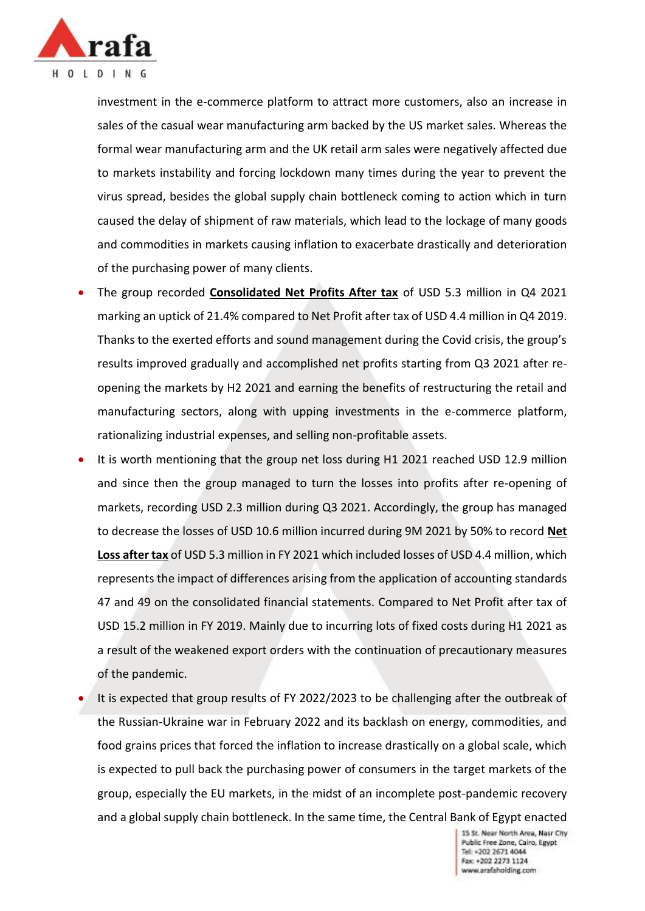investment in the e-commerce platform to attract more customers, also an increase in sales of the casual wear manufacturing arm backed by the US market sales. Whereas the formal wear manufacturing arm and the UK retail arm sales were negatively affected due to markets instability and forcing lockdown many times during the year to prevent the virus spread, besides the global supply chain bottleneck coming to action which in turn caused the delay of shipment of raw materials, which lead to the lockage of many goods and commodities in markets causing inflation to exacerbate drastically and deterioration of the purchasing power of many clients.

- The group recorded **Consolidated Net Profits After tax** of USD 5.3 million in Q4 2021 marking an uptick of 21.4% compared to Net Profit after tax of USD 4.4 million in Q4 2019. Thanks to the exerted efforts and sound management during the Covid crisis, the group's results improved gradually and accomplished net profits starting from Q3 2021 after re-opening the markets by H2 2021 and earning the benefits of restructuring the retail and manufacturing sectors, along with upping investments in the e-commerce platform, rationalizing industrial expenses, and selling non-profitable assets.
- It is worth mentioning that the group net loss during H1 2021 reached USD 12.9 million and since then the group managed to turn the losses into profits after re-opening of markets, recording USD 2.3 million during Q3 2021. Accordingly, the group has managed to decrease the losses of USD 10.6 million incurred during 9M 2021 by 50% to record **Net Loss after tax** of USD 5.3 million in FY 2021 which included losses of USD 4.4 million, which represents the impact of differences arising from the application of accounting standards 47 and 49 on the consolidated financial statements. Compared to Net Profit after tax of USD 15.2 million in FY 2019. Mainly due to incurring lots of fixed costs during H1 2021 as a result of the weakened export orders with the continuation of precautionary measures of the pandemic.
- It is expected that group results of FY 2022/2023 to be challenging after the outbreak of the Russian-Ukraine war in February 2022 and its backlash on energy, commodities, and food grains prices that forced the inflation to increase drastically on a global scale, which is expected to pull back the purchasing power of consumers in the target markets of the group, especially the EU markets, in the midst of an incomplete post-pandemic recovery and a global supply chain bottleneck. In the same time, the Central Bank of Egypt enacted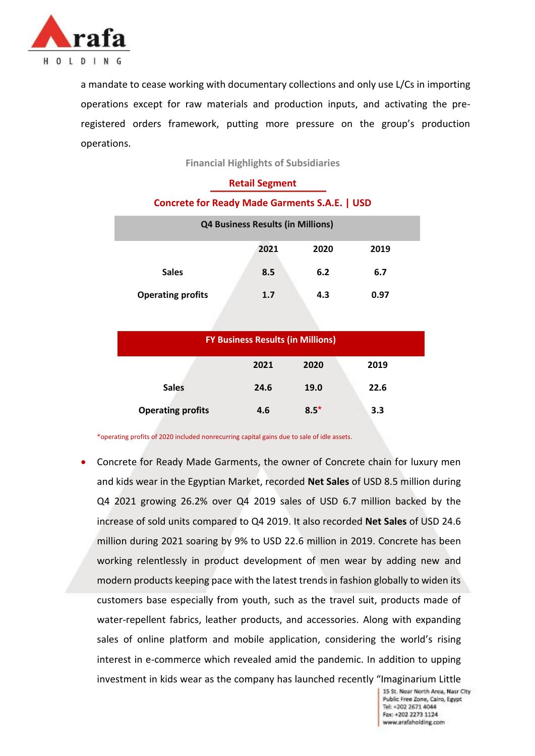a mandate to cease working with documentary collections and only use L/Cs in importing operations except for raw materials and production inputs, and activating the pre-registered orders framework, putting more pressure on the group's production operations.

### Financial Highlights of Subsidiaries

#### Retail Segment

#### Concrete for Ready Made Garments S.A.E. | USD

| Q4 Business Results (in Millions) | | | |
|---|---|---|---|
| | **2021** | **2020** | **2019** |
| **Sales** | **8.5** | **6.2** | **6.7** |
| **Operating profits** | **1.7** | **4.3** | **0.97** |

| FY Business Results (in Millions) | | | |
|---|---|---|---|
| | **2021** | **2020** | **2019** |
| **Sales** | **24.6** | **19.0** | **22.6** |
| **Operating profits** | **4.6** | **8.5*** | **3.3** |

*operating profits of 2020 included nonrecurring capital gains due to sale of idle assets.

- Concrete for Ready Made Garments, the owner of Concrete chain for luxury men and kids wear in the Egyptian Market, recorded **Net Sales** of USD 8.5 million during Q4 2021 growing 26.2% over Q4 2019 sales of USD 6.7 million backed by the increase of sold units compared to Q4 2019. It also recorded **Net Sales** of USD 24.6 million during 2021 soaring by 9% to USD 22.6 million in 2019. Concrete has been working relentlessly in product development of men wear by adding new and modern products keeping pace with the latest trends in fashion globally to widen its customers base especially from youth, such as the travel suit, products made of water-repellent fabrics, leather products, and accessories. Along with expanding sales of online platform and mobile application, considering the world's rising interest in e-commerce which revealed amid the pandemic. In addition to upping investment in kids wear as the company has launched recently "Imaginarium Little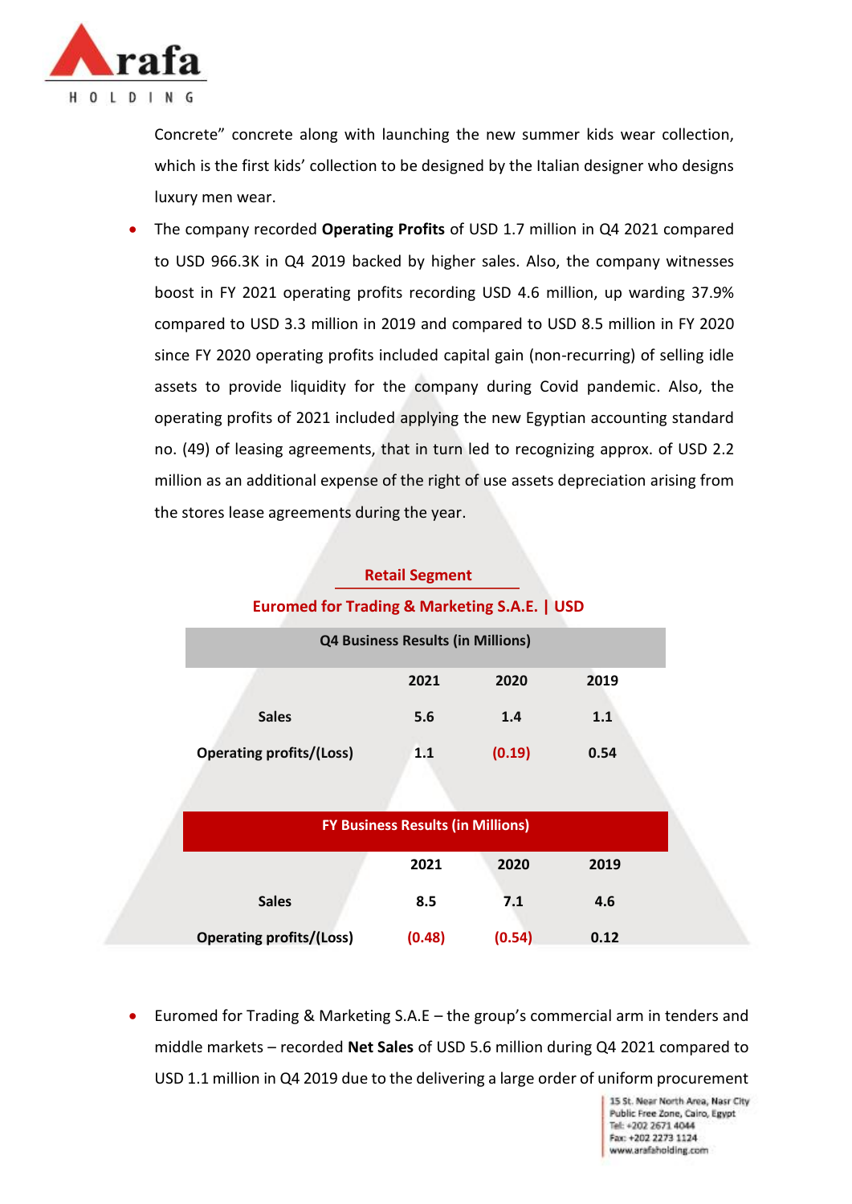Concrete" concrete along with launching the new summer kids wear collection, which is the first kids' collection to be designed by the Italian designer who designs luxury men wear.

- The company recorded **Operating Profits** of USD 1.7 million in Q4 2021 compared to USD 966.3K in Q4 2019 backed by higher sales. Also, the company witnesses boost in FY 2021 operating profits recording USD 4.6 million, up warding 37.9% compared to USD 3.3 million in 2019 and compared to USD 8.5 million in FY 2020 since FY 2020 operating profits included capital gain (non-recurring) of selling idle assets to provide liquidity for the company during Covid pandemic. Also, the operating profits of 2021 included applying the new Egyptian accounting standard no. (49) of leasing agreements, that in turn led to recognizing approx. of USD 2.2 million as an additional expense of the right of use assets depreciation arising from the stores lease agreements during the year.

**Retail Segment**

**Euromed for Trading & Marketing S.A.E. | USD**

| Q4 Business Results (in Millions) | | | |
|---|---|---|---|
| | **2021** | **2020** | **2019** |
| **Sales** | 5.6 | 1.4 | 1.1 |
| **Operating profits/(Loss)** | 1.1 | (0.19) | 0.54 |

| FY Business Results (in Millions) | | | |
|---|---|---|---|
| | **2021** | **2020** | **2019** |
| **Sales** | 8.5 | 7.1 | 4.6 |
| **Operating profits/(Loss)** | (0.48) | (0.54) | 0.12 |

- Euromed for Trading & Marketing S.A.E – the group's commercial arm in tenders and middle markets – recorded **Net Sales** of USD 5.6 million during Q4 2021 compared to USD 1.1 million in Q4 2019 due to the delivering a large order of uniform procurement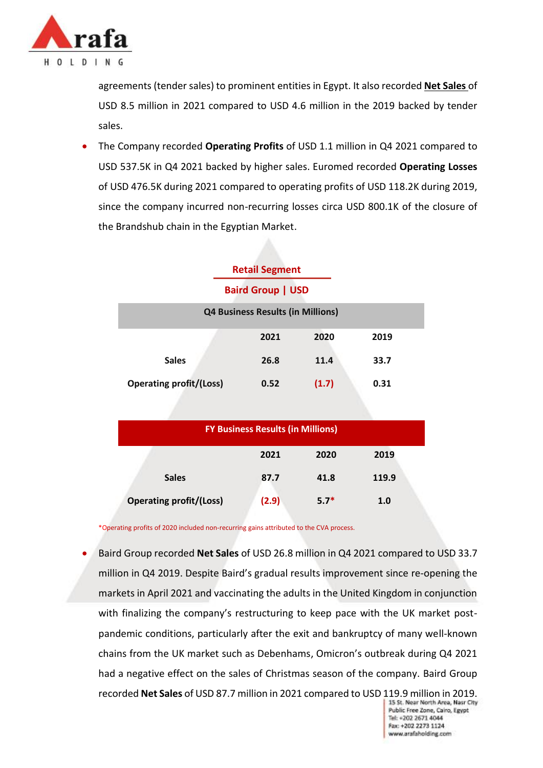agreements (tender sales) to prominent entities in Egypt. It also recorded **Net Sales** of USD 8.5 million in 2021 compared to USD 4.6 million in the 2019 backed by tender sales.

- The Company recorded **Operating Profits** of USD 1.1 million in Q4 2021 compared to USD 537.5K in Q4 2021 backed by higher sales. Euromed recorded **Operating Losses** of USD 476.5K during 2021 compared to operating profits of USD 118.2K during 2019, since the company incurred non-recurring losses circa USD 800.1K of the closure of the Brandshub chain in the Egyptian Market.

## Retail Segment

### Baird Group | USD

| Q4 Business Results (in Millions) | | | |
|---|---|---|---|
| | 2021 | 2020 | 2019 |
| Sales | 26.8 | 11.4 | 33.7 |
| Operating profit/(Loss) | 0.52 | (1.7) | 0.31 |

| FY Business Results (in Millions) | | | |
|---|---|---|---|
| | 2021 | 2020 | 2019 |
| Sales | 87.7 | 41.8 | 119.9 |
| Operating profit/(Loss) | (2.9) | 5.7* | 1.0 |

*Operating profits of 2020 included non-recurring gains attributed to the CVA process.

- Baird Group recorded **Net Sales** of USD 26.8 million in Q4 2021 compared to USD 33.7 million in Q4 2019. Despite Baird's gradual results improvement since re-opening the markets in April 2021 and vaccinating the adults in the United Kingdom in conjunction with finalizing the company's restructuring to keep pace with the UK market post-pandemic conditions, particularly after the exit and bankruptcy of many well-known chains from the UK market such as Debenhams, Omicron's outbreak during Q4 2021 had a negative effect on the sales of Christmas season of the company. Baird Group recorded **Net Sales** of USD 87.7 million in 2021 compared to USD 119.9 million in 2019.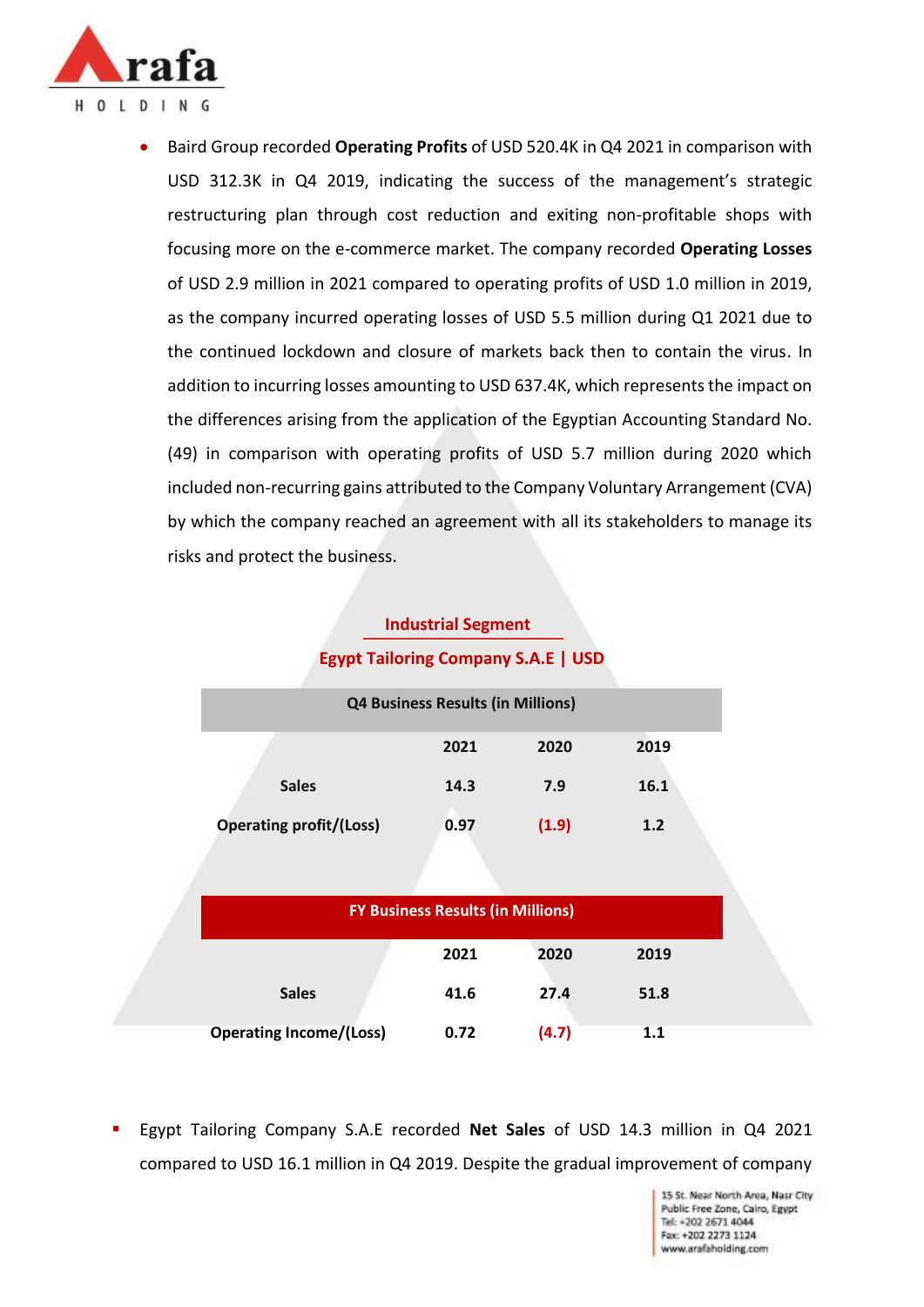- Baird Group recorded **Operating Profits** of USD 520.4K in Q4 2021 in comparison with USD 312.3K in Q4 2019, indicating the success of the management's strategic restructuring plan through cost reduction and exiting non-profitable shops with focusing more on the e-commerce market. The company recorded **Operating Losses** of USD 2.9 million in 2021 compared to operating profits of USD 1.0 million in 2019, as the company incurred operating losses of USD 5.5 million during Q1 2021 due to the continued lockdown and closure of markets back then to contain the virus. In addition to incurring losses amounting to USD 637.4K, which represents the impact on the differences arising from the application of the Egyptian Accounting Standard No. (49) in comparison with operating profits of USD 5.7 million during 2020 which included non-recurring gains attributed to the Company Voluntary Arrangement (CVA) by which the company reached an agreement with all its stakeholders to manage its risks and protect the business.

## Industrial Segment

### Egypt Tailoring Company S.A.E | USD

| Q4 Business Results (in Millions) | | | |
|---|---|---|---|
| | 2021 | 2020 | 2019 |
| Sales | 14.3 | 7.9 | 16.1 |
| Operating profit/(Loss) | 0.97 | (1.9) | 1.2 |

| FY Business Results (in Millions) | | | |
|---|---|---|---|
| | 2021 | 2020 | 2019 |
| Sales | 41.6 | 27.4 | 51.8 |
| Operating Income/(Loss) | 0.72 | (4.7) | 1.1 |

- Egypt Tailoring Company S.A.E recorded **Net Sales** of USD 14.3 million in Q4 2021 compared to USD 16.1 million in Q4 2019. Despite the gradual improvement of company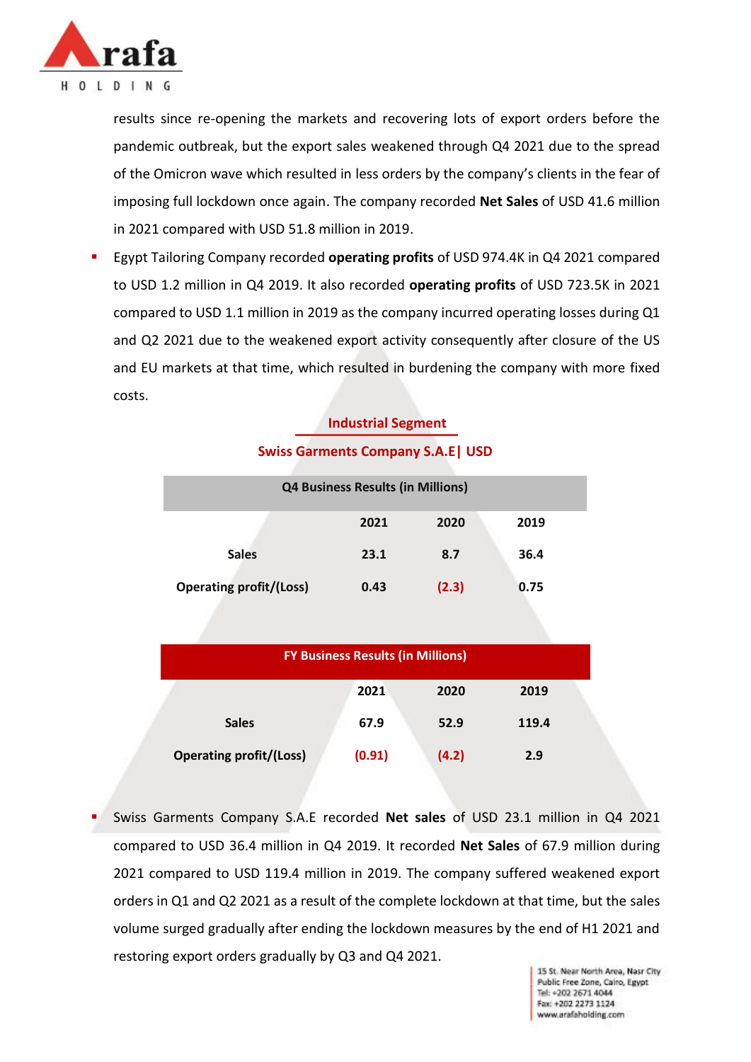results since re-opening the markets and recovering lots of export orders before the pandemic outbreak, but the export sales weakened through Q4 2021 due to the spread of the Omicron wave which resulted in less orders by the company's clients in the fear of imposing full lockdown once again. The company recorded **Net Sales** of USD 41.6 million in 2021 compared with USD 51.8 million in 2019.

- Egypt Tailoring Company recorded **operating profits** of USD 974.4K in Q4 2021 compared to USD 1.2 million in Q4 2019. It also recorded **operating profits** of USD 723.5K in 2021 compared to USD 1.1 million in 2019 as the company incurred operating losses during Q1 and Q2 2021 due to the weakened export activity consequently after closure of the US and EU markets at that time, which resulted in burdening the company with more fixed costs.

## Industrial Segment

### Swiss Garments Company S.A.E| USD

| Q4 Business Results (in Millions) | | | |
|---|---|---|---|
| | 2021 | 2020 | 2019 |
| Sales | 23.1 | 8.7 | 36.4 |
| Operating profit/(Loss) | 0.43 | (2.3) | 0.75 |

| FY Business Results (in Millions) | | | |
|---|---|---|---|
| | 2021 | 2020 | 2019 |
| Sales | 67.9 | 52.9 | 119.4 |
| Operating profit/(Loss) | (0.91) | (4.2) | 2.9 |

- Swiss Garments Company S.A.E recorded **Net sales** of USD 23.1 million in Q4 2021 compared to USD 36.4 million in Q4 2019. It recorded **Net Sales** of 67.9 million during 2021 compared to USD 119.4 million in 2019. The company suffered weakened export orders in Q1 and Q2 2021 as a result of the complete lockdown at that time, but the sales volume surged gradually after ending the lockdown measures by the end of H1 2021 and restoring export orders gradually by Q3 and Q4 2021.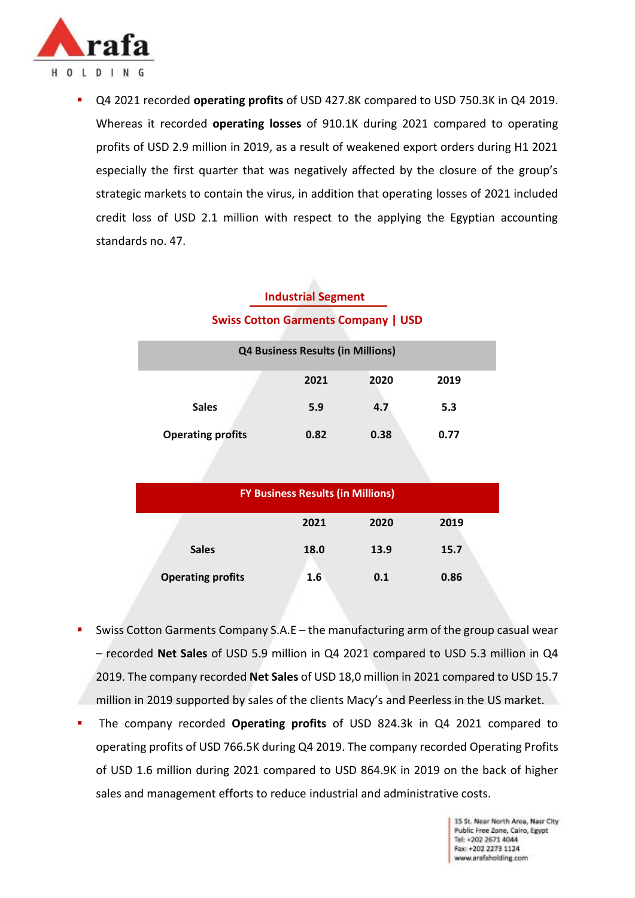- Q4 2021 recorded **operating profits** of USD 427.8K compared to USD 750.3K in Q4 2019. Whereas it recorded **operating losses** of 910.1K during 2021 compared to operating profits of USD 2.9 million in 2019, as a result of weakened export orders during H1 2021 especially the first quarter that was negatively affected by the closure of the group's strategic markets to contain the virus, in addition that operating losses of 2021 included credit loss of USD 2.1 million with respect to the applying the Egyptian accounting standards no. 47.

## Industrial Segment

### Swiss Cotton Garments Company | USD

| Q4 Business Results (in Millions) | | | |
|---|---|---|---|
| | 2021 | 2020 | 2019 |
| Sales | 5.9 | 4.7 | 5.3 |
| Operating profits | 0.82 | 0.38 | 0.77 |

| FY Business Results (in Millions) | | | |
|---|---|---|---|
| | 2021 | 2020 | 2019 |
| Sales | 18.0 | 13.9 | 15.7 |
| Operating profits | 1.6 | 0.1 | 0.86 |

- Swiss Cotton Garments Company S.A.E – the manufacturing arm of the group casual wear – recorded **Net Sales** of USD 5.9 million in Q4 2021 compared to USD 5.3 million in Q4 2019. The company recorded **Net Sales** of USD 18,0 million in 2021 compared to USD 15.7 million in 2019 supported by sales of the clients Macy's and Peerless in the US market.
- The company recorded **Operating profits** of USD 824.3k in Q4 2021 compared to operating profits of USD 766.5K during Q4 2019. The company recorded Operating Profits of USD 1.6 million during 2021 compared to USD 864.9K in 2019 on the back of higher sales and management efforts to reduce industrial and administrative costs.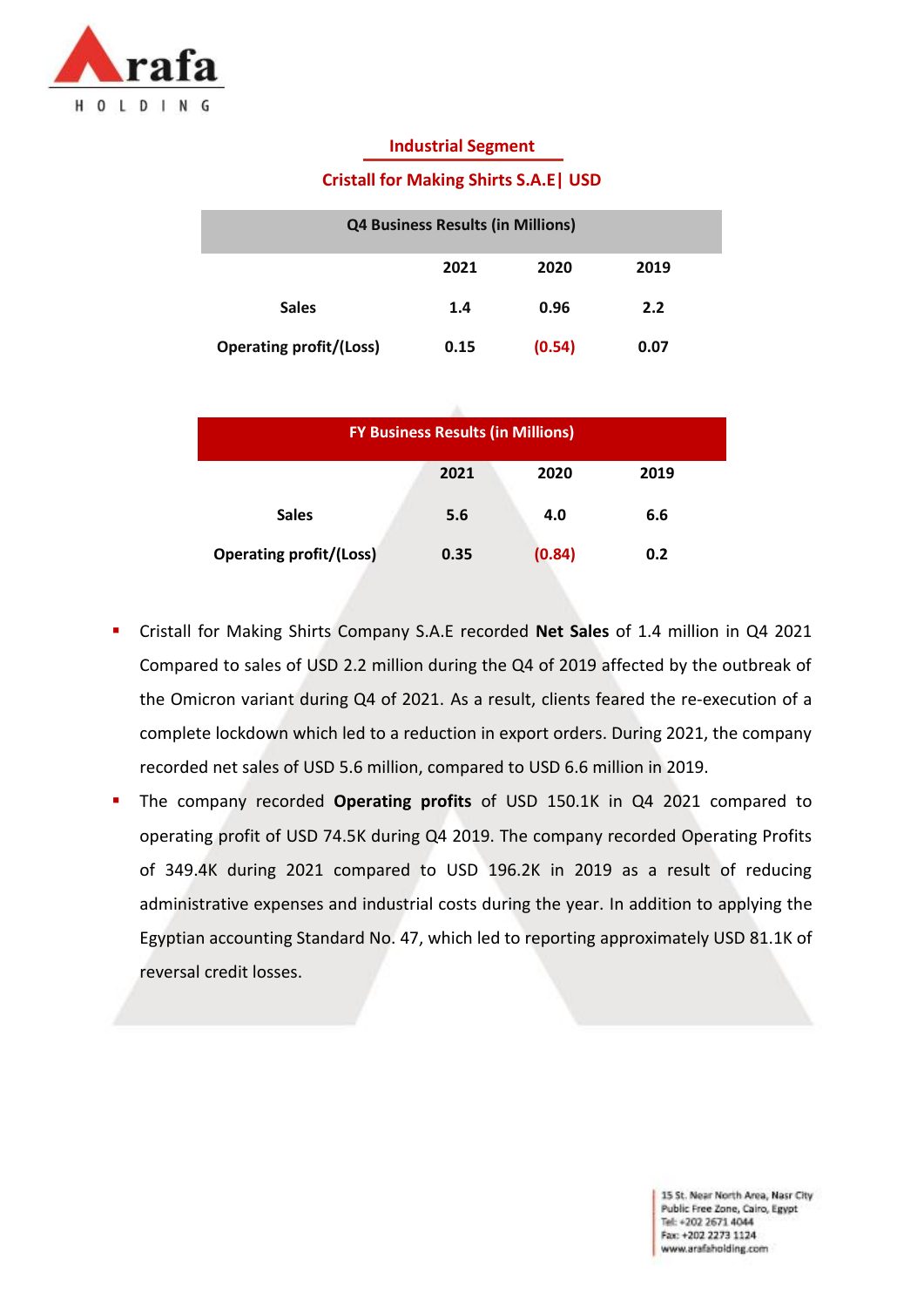## Industrial Segment

### Cristall for Making Shirts S.A.E| USD

| Q4 Business Results (in Millions) | | | |
|---|---|---|---|
| | 2021 | 2020 | 2019 |
| Sales | 1.4 | 0.96 | 2.2 |
| Operating profit/(Loss) | 0.15 | (0.54) | 0.07 |

| FY Business Results (in Millions) | | | |
|---|---|---|---|
| | 2021 | 2020 | 2019 |
| Sales | 5.6 | 4.0 | 6.6 |
| Operating profit/(Loss) | 0.35 | (0.84) | 0.2 |

- Cristall for Making Shirts Company S.A.E recorded **Net Sales** of 1.4 million in Q4 2021 Compared to sales of USD 2.2 million during the Q4 of 2019 affected by the outbreak of the Omicron variant during Q4 of 2021. As a result, clients feared the re-execution of a complete lockdown which led to a reduction in export orders. During 2021, the company recorded net sales of USD 5.6 million, compared to USD 6.6 million in 2019.
- The company recorded **Operating profits** of USD 150.1K in Q4 2021 compared to operating profit of USD 74.5K during Q4 2019. The company recorded Operating Profits of 349.4K during 2021 compared to USD 196.2K in 2019 as a result of reducing administrative expenses and industrial costs during the year. In addition to applying the Egyptian accounting Standard No. 47, which led to reporting approximately USD 81.1K of reversal credit losses.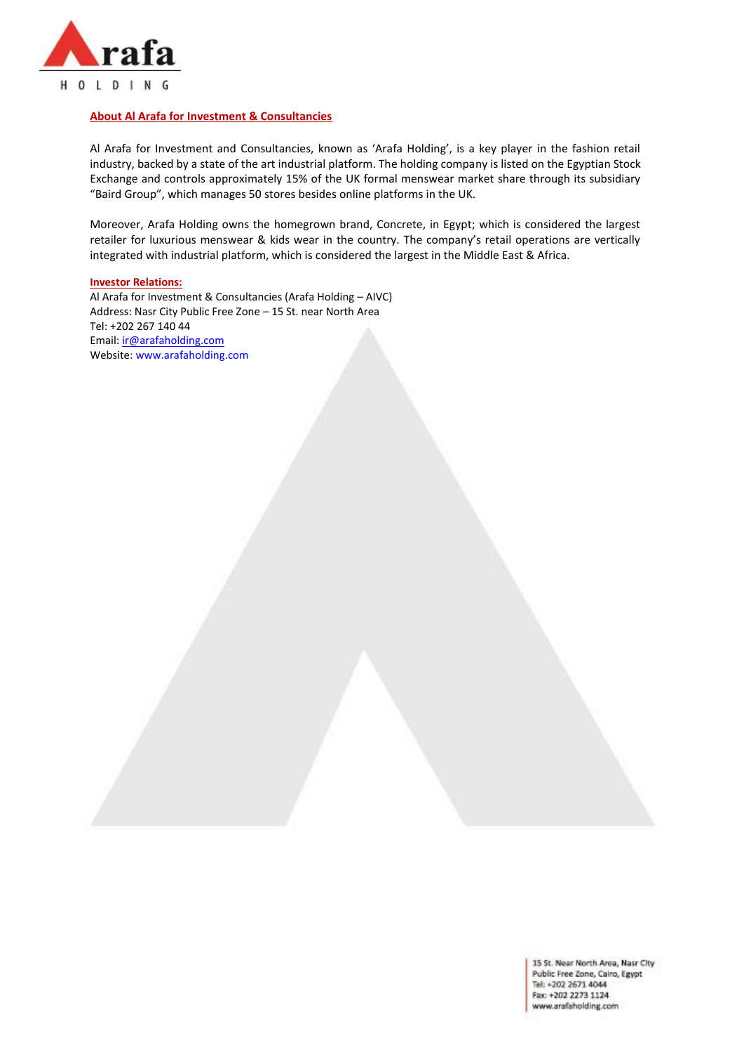## About Al Arafa for Investment & Consultancies

Al Arafa for Investment and Consultancies, known as 'Arafa Holding', is a key player in the fashion retail industry, backed by a state of the art industrial platform. The holding company is listed on the Egyptian Stock Exchange and controls approximately 15% of the UK formal menswear market share through its subsidiary "Baird Group", which manages 50 stores besides online platforms in the UK.

Moreover, Arafa Holding owns the homegrown brand, Concrete, in Egypt; which is considered the largest retailer for luxurious menswear & kids wear in the country. The company's retail operations are vertically integrated with industrial platform, which is considered the largest in the Middle East & Africa.

**Investor Relations:**

Al Arafa for Investment & Consultancies (Arafa Holding – AIVC)
Address: Nasr City Public Free Zone – 15 St. near North Area
Tel: +202 267 140 44
Email: ir@arafaholding.com
Website: www.arafaholding.com